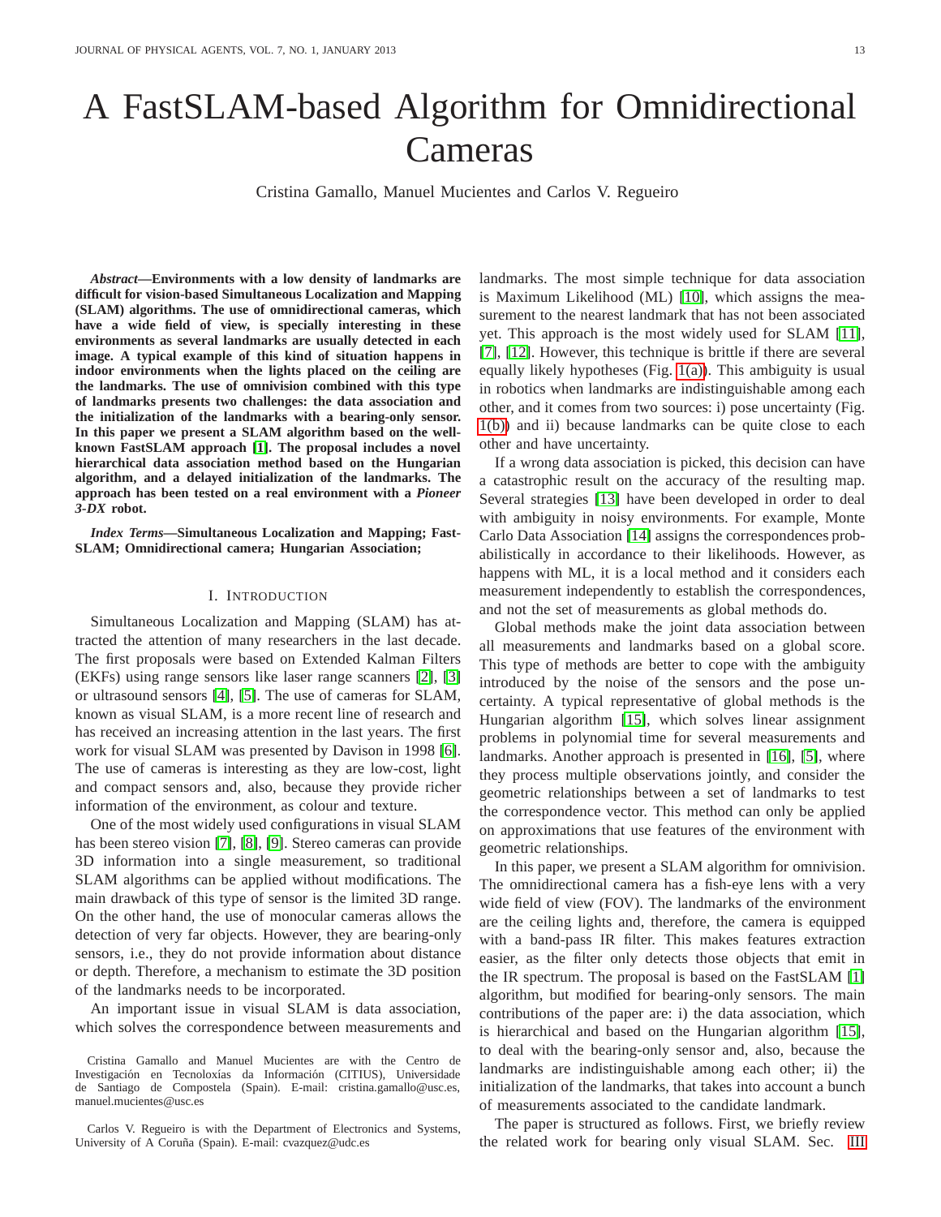# A FastSLAM-based Algorithm for Omnidirectional Cameras

Cristina Gamallo, Manuel Mucientes and Carlos V. Regueiro

***Abstract*—Environments with a low density of landmarks are difficult for vision-based Simultaneous Localization and Mapping (SLAM) algorithms. The use of omnidirectional cameras, which have a wide field of view, is specially interesting in these environments as several landmarks are usually detected in each image. A typical example of this kind of situation happens in indoor environments when the lights placed on the ceiling are the landmarks. The use of omnivision combined with this type of landmarks presents two challenges: the data association and the initialization of the landmarks with a bearing-only sensor. In this paper we present a SLAM algorithm based on the well-known FastSLAM approach [1]. The proposal includes a novel hierarchical data association method based on the Hungarian algorithm, and a delayed initialization of the landmarks. The approach has been tested on a real environment with a *Pioneer 3-DX* robot.**

***Index Terms*—Simultaneous Localization and Mapping; FastSLAM; Omnidirectional camera; Hungarian Association;**

## I. Introduction

Simultaneous Localization and Mapping (SLAM) has attracted the attention of many researchers in the last decade. The first proposals were based on Extended Kalman Filters (EKFs) using range sensors like laser range scanners [2], [3] or ultrasound sensors [4], [5]. The use of cameras for SLAM, known as visual SLAM, is a more recent line of research and has received an increasing attention in the last years. The first work for visual SLAM was presented by Davison in 1998 [6]. The use of cameras is interesting as they are low-cost, light and compact sensors and, also, because they provide richer information of the environment, as colour and texture.

One of the most widely used configurations in visual SLAM has been stereo vision [7], [8], [9]. Stereo cameras can provide 3D information into a single measurement, so traditional SLAM algorithms can be applied without modifications. The main drawback of this type of sensor is the limited 3D range. On the other hand, the use of monocular cameras allows the detection of very far objects. However, they are bearing-only sensors, i.e., they do not provide information about distance or depth. Therefore, a mechanism to estimate the 3D position of the landmarks needs to be incorporated.

An important issue in visual SLAM is data association, which solves the correspondence between measurements and landmarks. The most simple technique for data association is Maximum Likelihood (ML) [10], which assigns the measurement to the nearest landmark that has not been associated yet. This approach is the most widely used for SLAM [11], [7], [12]. However, this technique is brittle if there are several equally likely hypotheses (Fig. 1(a)). This ambiguity is usual in robotics when landmarks are indistinguishable among each other, and it comes from two sources: i) pose uncertainty (Fig. 1(b)) and ii) because landmarks can be quite close to each other and have uncertainty.

If a wrong data association is picked, this decision can have a catastrophic result on the accuracy of the resulting map. Several strategies [13] have been developed in order to deal with ambiguity in noisy environments. For example, Monte Carlo Data Association [14] assigns the correspondences probabilistically in accordance to their likelihoods. However, as happens with ML, it is a local method and it considers each measurement independently to establish the correspondences, and not the set of measurements as global methods do.

Global methods make the joint data association between all measurements and landmarks based on a global score. This type of methods are better to cope with the ambiguity introduced by the noise of the sensors and the pose uncertainty. A typical representative of global methods is the Hungarian algorithm [15], which solves linear assignment problems in polynomial time for several measurements and landmarks. Another approach is presented in [16], [5], where they process multiple observations jointly, and consider the geometric relationships between a set of landmarks to test the correspondence vector. This method can only be applied on approximations that use features of the environment with geometric relationships.

In this paper, we present a SLAM algorithm for omnivision. The omnidirectional camera has a fish-eye lens with a very wide field of view (FOV). The landmarks of the environment are the ceiling lights and, therefore, the camera is equipped with a band-pass IR filter. This makes features extraction easier, as the filter only detects those objects that emit in the IR spectrum. The proposal is based on the FastSLAM [1] algorithm, but modified for bearing-only sensors. The main contributions of the paper are: i) the data association, which is hierarchical and based on the Hungarian algorithm [15], to deal with the bearing-only sensor and, also, because the landmarks are indistinguishable among each other; ii) the initialization of the landmarks, that takes into account a bunch of measurements associated to the candidate landmark.

The paper is structured as follows. First, we briefly review the related work for bearing only visual SLAM. Sec. III

Cristina Gamallo and Manuel Mucientes are with the Centro de Investigación en Tecnoloxías da Información (CITIUS), Universidade de Santiago de Compostela (Spain). E-mail: cristina.gamallo@usc.es, manuel.mucientes@usc.es

Carlos V. Regueiro is with the Department of Electronics and Systems, University of A Coruña (Spain). E-mail: cvazquez@udc.es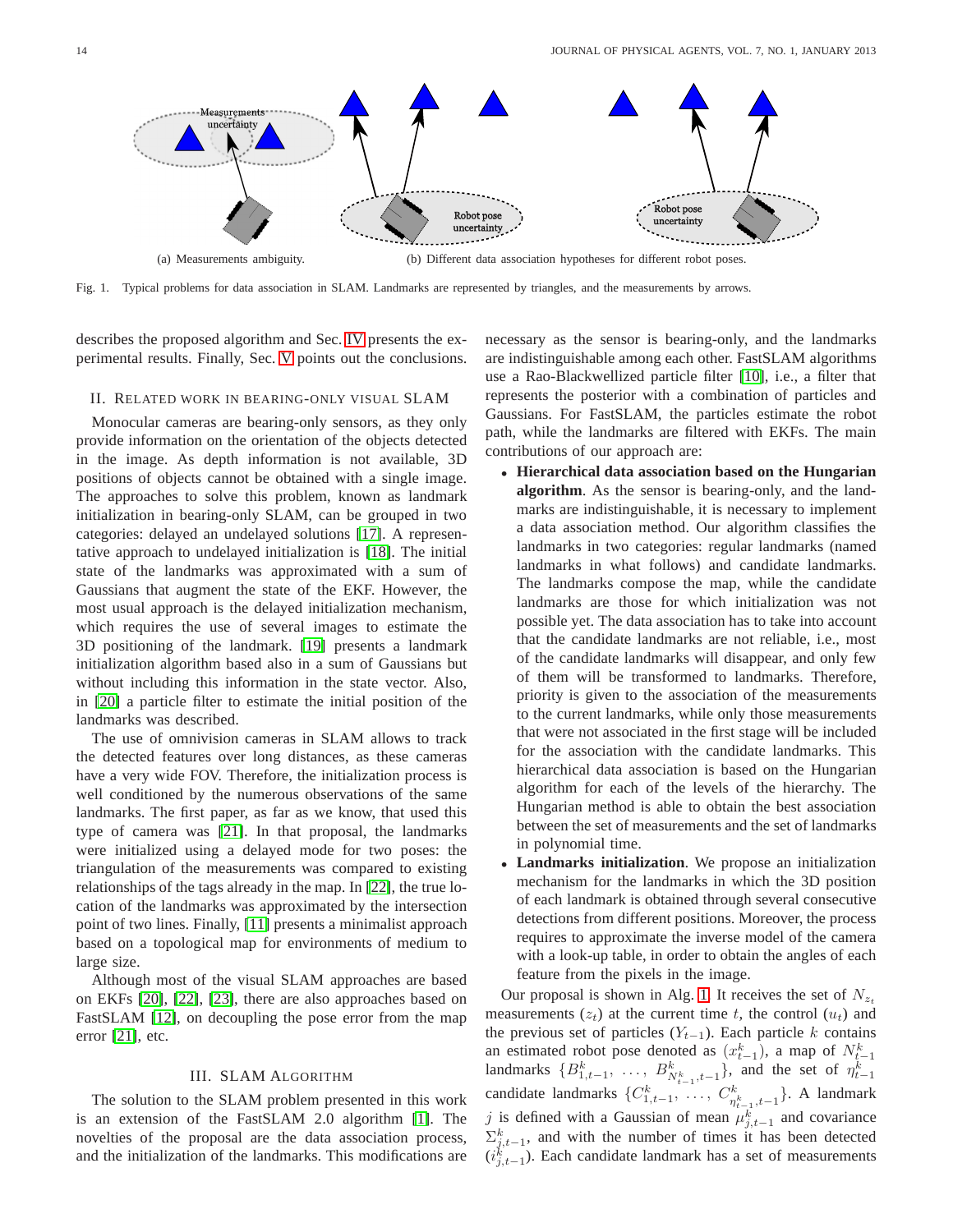(a) Measurements ambiguity.

(b) Different data association hypotheses for different robot poses.

Fig. 1. Typical problems for data association in SLAM. Landmarks are represented by triangles, and the measurements by arrows.

describes the proposed algorithm and Sec. IV presents the experimental results. Finally, Sec. V points out the conclusions.

## II. Related work in bearing-only visual SLAM

Monocular cameras are bearing-only sensors, as they only provide information on the orientation of the objects detected in the image. As depth information is not available, 3D positions of objects cannot be obtained with a single image. The approaches to solve this problem, known as landmark initialization in bearing-only SLAM, can be grouped in two categories: delayed an undelayed solutions [17]. A representative approach to undelayed initialization is [18]. The initial state of the landmarks was approximated with a sum of Gaussians that augment the state of the EKF. However, the most usual approach is the delayed initialization mechanism, which requires the use of several images to estimate the 3D positioning of the landmark. [19] presents a landmark initialization algorithm based also in a sum of Gaussians but without including this information in the state vector. Also, in [20] a particle filter to estimate the initial position of the landmarks was described.

The use of omnivision cameras in SLAM allows to track the detected features over long distances, as these cameras have a very wide FOV. Therefore, the initialization process is well conditioned by the numerous observations of the same landmarks. The first paper, as far as we know, that used this type of camera was [21]. In that proposal, the landmarks were initialized using a delayed mode for two poses: the triangulation of the measurements was compared to existing relationships of the tags already in the map. In [22], the true location of the landmarks was approximated by the intersection point of two lines. Finally, [11] presents a minimalist approach based on a topological map for environments of medium to large size.

Although most of the visual SLAM approaches are based on EKFs [20], [22], [23], there are also approaches based on FastSLAM [12], on decoupling the pose error from the map error [21], etc.

## III. SLAM Algorithm

The solution to the SLAM problem presented in this work is an extension of the FastSLAM 2.0 algorithm [1]. The novelties of the proposal are the data association process, and the initialization of the landmarks. This modifications are necessary as the sensor is bearing-only, and the landmarks are indistinguishable among each other. FastSLAM algorithms use a Rao-Blackwellized particle filter [10], i.e., a filter that represents the posterior with a combination of particles and Gaussians. For FastSLAM, the particles estimate the robot path, while the landmarks are filtered with EKFs. The main contributions of our approach are:

- **Hierarchical data association based on the Hungarian algorithm**. As the sensor is bearing-only, and the landmarks are indistinguishable, it is necessary to implement a data association method. Our algorithm classifies the landmarks in two categories: regular landmarks (named landmarks in what follows) and candidate landmarks. The landmarks compose the map, while the candidate landmarks are those for which initialization was not possible yet. The data association has to take into account that the candidate landmarks are not reliable, i.e., most of the candidate landmarks will disappear, and only few of them will be transformed to landmarks. Therefore, priority is given to the association of the measurements to the current landmarks, while only those measurements that were not associated in the first stage will be included for the association with the candidate landmarks. This hierarchical data association is based on the Hungarian algorithm for each of the levels of the hierarchy. The Hungarian method is able to obtain the best association between the set of measurements and the set of landmarks in polynomial time.
- **Landmarks initialization**. We propose an initialization mechanism for the landmarks in which the 3D position of each landmark is obtained through several consecutive detections from different positions. Moreover, the process requires to approximate the inverse model of the camera with a look-up table, in order to obtain the angles of each feature from the pixels in the image.

Our proposal is shown in Alg. 1. It receives the set of $N_{z_t}$ measurements ($z_t$) at the current time $t$, the control ($u_t$) and the previous set of particles ($Y_{t-1}$). Each particle $k$ contains an estimated robot pose denoted as ($x^k_{t-1}$), a map of $N^k_{t-1}$ landmarks $\{B^k_{1,t-1}, \ldots, B^k_{N^k_{t-1},t-1}\}$, and the set of $\eta^k_{t-1}$ candidate landmarks $\{C^k_{1,t-1}, \ldots, C^k_{\eta^k_{t-1},t-1}\}$. A landmark $j$ is defined with a Gaussian of mean $\mu^k_{j,t-1}$ and covariance $\Sigma^k_{j,t-1}$, and with the number of times it has been detected ($i^k_{j,t-1}$). Each candidate landmark has a set of measurements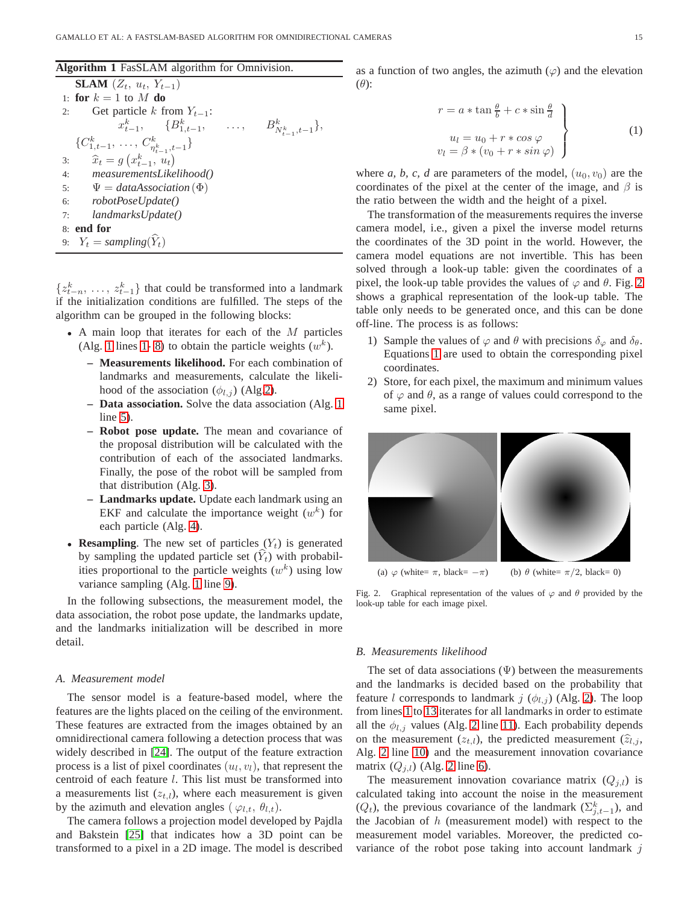**Algorithm 1** FasSLAM algorithm for Omnivision.

```
    SLAM (Z_t, u_t, Y_{t-1})
 1: for k = 1 to M do
 2:     Get particle k from Y_{t-1}:
            x^k_{t-1},   {B^k_{1,t-1},   ...,   B^k_{N^k_{t-1},t-1}},
        {C^k_{1,t-1}, ..., C^k_{η^k_{t-1},t-1}}
 3:     x̂_t = g(x^k_{t-1}, u_t)
 4:     measurementsLikelihood()
 5:     Ψ = dataAssociation(Φ)
 6:     robotPoseUpdate()
 7:     landmarksUpdate()
 8: end for
 9: Y_t = sampling(Ŷ_t)
```

$\{z^k_{t-n}, \ldots, z^k_{t-1}\}$ that could be transformed into a landmark if the initialization conditions are fulfilled. The steps of the algorithm can be grouped in the following blocks:

- A main loop that iterates for each of the $M$ particles (Alg. 1 lines 1- 8) to obtain the particle weights ($w^k$).
  - **Measurements likelihood.** For each combination of landmarks and measurements, calculate the likelihood of the association ($\phi_{l,j}$) (Alg.2).
  - **Data association.** Solve the data association (Alg. 1 line 5).
  - **Robot pose update.** The mean and covariance of the proposal distribution will be calculated with the contribution of each of the associated landmarks. Finally, the pose of the robot will be sampled from that distribution (Alg. 3).
  - **Landmarks update.** Update each landmark using an EKF and calculate the importance weight ($w^k$) for each particle (Alg. 4).
- **Resampling**. The new set of particles ($Y_t$) is generated by sampling the updated particle set ($\widehat{Y}_t$) with probabilities proportional to the particle weights ($w^k$) using low variance sampling (Alg. 1 line 9).

In the following subsections, the measurement model, the data association, the robot pose update, the landmarks update, and the landmarks initialization will be described in more detail.

### A. Measurement model

The sensor model is a feature-based model, where the features are the lights placed on the ceiling of the environment. These features are extracted from the images obtained by an omnidirectional camera following a detection process that was widely described in [24]. The output of the feature extraction process is a list of pixel coordinates $(u_l, v_l)$, that represent the centroid of each feature $l$. This list must be transformed into a measurements list ($z_{t,l}$), where each measurement is given by the azimuth and elevation angles ( $\varphi_{l,t}$, $\theta_{l,t}$).

The camera follows a projection model developed by Pajdla and Bakstein [25] that indicates how a 3D point can be transformed to a pixel in a 2D image. The model is described as a function of two angles, the azimuth ($\varphi$) and the elevation ($\theta$):

$$\left.\begin{array}{r} r = a * \tan\frac{\theta}{b} + c * \sin\frac{\theta}{d} \\ \\ u_l = u_0 + r * \cos\varphi \\ v_l = \beta * (v_0 + r * \sin\varphi) \end{array}\right\} \tag{1}$$

where *a, b, c, d* are parameters of the model, $(u_0, v_0)$ are the coordinates of the pixel at the center of the image, and $\beta$ is the ratio between the width and the height of a pixel.

The transformation of the measurements requires the inverse camera model, i.e., given a pixel the inverse model returns the coordinates of the 3D point in the world. However, the camera model equations are not invertible. This has been solved through a look-up table: given the coordinates of a pixel, the look-up table provides the values of $\varphi$ and $\theta$. Fig. 2 shows a graphical representation of the look-up table. The table only needs to be generated once, and this can be done off-line. The process is as follows:

1) Sample the values of $\varphi$ and $\theta$ with precisions $\delta_\varphi$ and $\delta_\theta$. Equations 1 are used to obtain the corresponding pixel coordinates.
2) Store, for each pixel, the maximum and minimum values of $\varphi$ and $\theta$, as a range of values could correspond to the same pixel.

(a) $\varphi$ (white= $\pi$, black= $-\pi$) (b) $\theta$ (white= $\pi/2$, black= 0)

Fig. 2. Graphical representation of the values of $\varphi$ and $\theta$ provided by the look-up table for each image pixel.

### B. Measurements likelihood

The set of data associations ($\Psi$) between the measurements and the landmarks is decided based on the probability that feature $l$ corresponds to landmark $j$ ($\phi_{l,j}$) (Alg. 2). The loop from lines 1 to 13 iterates for all landmarks in order to estimate all the $\phi_{l,j}$ values (Alg. 2 line 11). Each probability depends on the measurement ($z_{t,l}$), the predicted measurement ($\widehat{z}_{l,j}$, Alg. 2 line 10) and the measurement innovation covariance matrix ($Q_{j,l}$) (Alg. 2 line 6).

The measurement innovation covariance matrix ($Q_{j,l}$) is calculated taking into account the noise in the measurement ($Q_t$), the previous covariance of the landmark ($\Sigma^k_{j,t-1}$), and the Jacobian of $h$ (measurement model) with respect to the measurement model variables. Moreover, the predicted covariance of the robot pose taking into account landmark $j$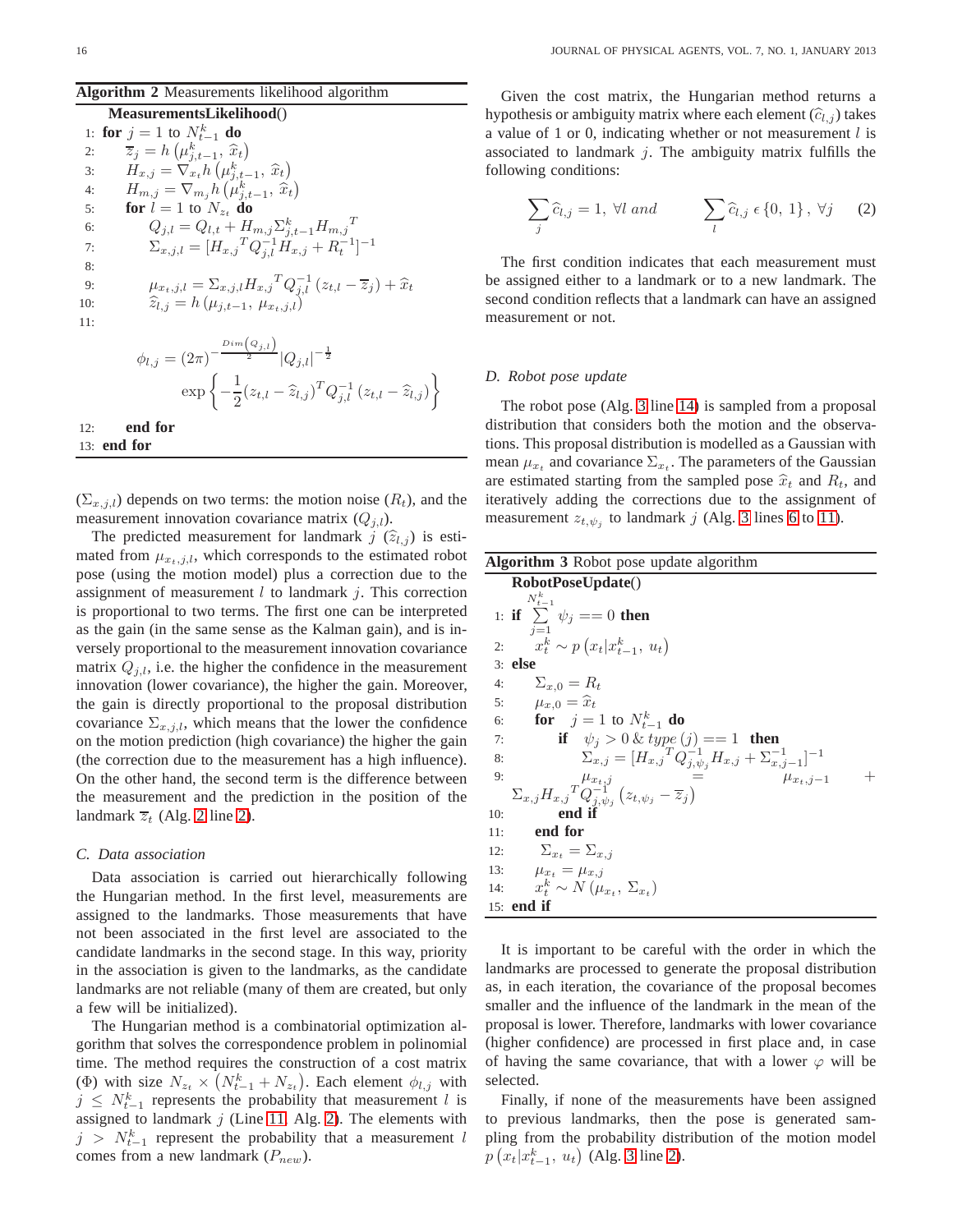**Algorithm 2** Measurements likelihood algorithm

```
    MeasurementsLikelihood()
 1: for j = 1 to N^k_{t-1} do
 2:     z̄_j = h(μ^k_{j,t-1}, x̂_t)
 3:     H_{x,j} = ∇_{x_t} h(μ^k_{j,t-1}, x̂_t)
 4:     H_{m,j} = ∇_{m_j} h(μ^k_{j,t-1}, x̂_t)
 5:     for l = 1 to N_{z_t} do
 6:         Q_{j,l} = Q_{l,t} + H_{m,j} Σ^k_{j,t-1} H_{m,j}^T
 7:         Σ_{x,j,l} = [H_{x,j}^T Q^{-1}_{j,l} H_{x,j} + R_t^{-1}]^{-1}
 8:
 9:         μ_{x_t,j,l} = Σ_{x,j,l} H_{x,j}^T Q^{-1}_{j,l} (z_{t,l} - z̄_j) + x̂_t
10:         ẑ_{l,j} = h(μ_{j,t-1}, μ_{x_t,j,l})
11:
            φ_{l,j} = (2π)^{-Dim(Q_{j,l})/2} |Q_{j,l}|^{-1/2}
                      exp{ -1/2 (z_{t,l} - ẑ_{l,j})^T Q^{-1}_{j,l} (z_{t,l} - ẑ_{l,j}) }
12:     end for
13: end for
```

($\Sigma_{x,j,l}$) depends on two terms: the motion noise ($R_t$), and the measurement innovation covariance matrix ($Q_{j,l}$).

The predicted measurement for landmark $j$ ($\widehat{z}_{l,j}$) is estimated from $\mu_{x_t,j,l}$, which corresponds to the estimated robot pose (using the motion model) plus a correction due to the assignment of measurement $l$ to landmark $j$. This correction is proportional to two terms. The first one can be interpreted as the gain (in the same sense as the Kalman gain), and is inversely proportional to the measurement innovation covariance matrix $Q_{j,l}$, i.e. the higher the confidence in the measurement innovation (lower covariance), the higher the gain. Moreover, the gain is directly proportional to the proposal distribution covariance $\Sigma_{x,j,l}$, which means that the lower the confidence on the motion prediction (high covariance) the higher the gain (the correction due to the measurement has a high influence). On the other hand, the second term is the difference between the measurement and the prediction in the position of the landmark $\overline{z}_t$ (Alg. 2 line 2).

### C. Data association

Data association is carried out hierarchically following the Hungarian method. In the first level, measurements are assigned to the landmarks. Those measurements that have not been associated in the first level are associated to the candidate landmarks in the second stage. In this way, priority in the association is given to the landmarks, as the candidate landmarks are not reliable (many of them are created, but only a few will be initialized).

The Hungarian method is a combinatorial optimization algorithm that solves the correspondence problem in polinomial time. The method requires the construction of a cost matrix ($\Phi$) with size $N_{z_t} \times \left(N^k_{t-1} + N_{z_t}\right)$. Each element $\phi_{l,j}$ with $j \leq N^k_{t-1}$ represents the probability that measurement $l$ is assigned to landmark $j$ (Line 11, Alg. 2). The elements with $j > N^k_{t-1}$ represent the probability that a measurement $l$ comes from a new landmark ($P_{new}$).

Given the cost matrix, the Hungarian method returns a hypothesis or ambiguity matrix where each element ($\widehat{c}_{l,j}$) takes a value of 1 or 0, indicating whether or not measurement $l$ is associated to landmark $j$. The ambiguity matrix fulfills the following conditions:

$$\sum_j \widehat{c}_{l,j} = 1,\ \forall l \ and \qquad \sum_l \widehat{c}_{l,j} \in \{0,\ 1\},\ \forall j \tag{2}$$

The first condition indicates that each measurement must be assigned either to a landmark or to a new landmark. The second condition reflects that a landmark can have an assigned measurement or not.

### D. Robot pose update

The robot pose (Alg. 3 line 14) is sampled from a proposal distribution that considers both the motion and the observations. This proposal distribution is modelled as a Gaussian with mean $\mu_{x_t}$ and covariance $\Sigma_{x_t}$. The parameters of the Gaussian are estimated starting from the sampled pose $\widehat{x}_t$ and $R_t$, and iteratively adding the corrections due to the assignment of measurement $z_{t,\psi_j}$ to landmark $j$ (Alg. 3 lines 6 to 11).

**Algorithm 3** Robot pose update algorithm

```
    RobotPoseUpdate()
 1: if Σ_{j=1}^{N^k_{t-1}} ψ_j == 0 then
 2:     x^k_t ~ p(x_t | x^k_{t-1}, u_t)
 3: else
 4:     Σ_{x,0} = R_t
 5:     μ_{x,0} = x̂_t
 6:     for j = 1 to N^k_{t-1} do
 7:         if ψ_j > 0 & type(j) == 1 then
 8:             Σ_{x,j} = [H_{x,j}^T Q^{-1}_{j,ψ_j} H_{x,j} + Σ^{-1}_{x,j-1}]^{-1}
 9:             μ_{x_t,j} = μ_{x_t,j-1} +
                Σ_{x,j} H_{x,j}^T Q^{-1}_{j,ψ_j} (z_{t,ψ_j} - z̄_j)
10:         end if
11:     end for
12:     Σ_{x_t} = Σ_{x,j}
13:     μ_{x_t} = μ_{x,j}
14:     x^k_t ~ N(μ_{x_t}, Σ_{x_t})
15: end if
```

It is important to be careful with the order in which the landmarks are processed to generate the proposal distribution as, in each iteration, the covariance of the proposal becomes smaller and the influence of the landmark in the mean of the proposal is lower. Therefore, landmarks with lower covariance (higher confidence) are processed in first place and, in case of having the same covariance, that with a lower $\varphi$ will be selected.

Finally, if none of the measurements have been assigned to previous landmarks, then the pose is generated sampling from the probability distribution of the motion model $p\left(x_t|x^k_{t-1},\ u_t\right)$ (Alg. 3 line 2).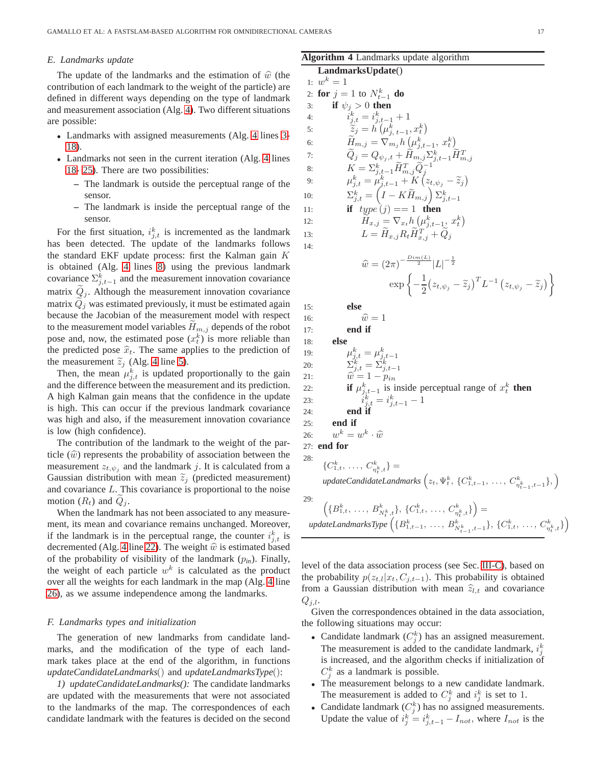### E. Landmarks update

The update of the landmarks and the estimation of $\widehat{w}$ (the contribution of each landmark to the weight of the particle) are defined in different ways depending on the type of landmark and measurement association (Alg. 4). Two different situations are possible:

- Landmarks with assigned measurements (Alg. 4 lines 3-18).
- Landmarks not seen in the current iteration (Alg. 4 lines 18- 25). There are two possibilities:
  - The landmark is outside the perceptual range of the sensor.
  - The landmark is inside the perceptual range of the sensor.

For the first situation, $i^k_{j,t}$ is incremented as the landmark has been detected. The update of the landmarks follows the standard EKF update process: first the Kalman gain $K$ is obtained (Alg. 4 lines 8) using the previous landmark covariance $\Sigma^k_{j,t-1}$ and the measurement innovation covariance matrix $\widetilde{Q}_j$. Although the measurement innovation covariance matrix $\widetilde{Q}_j$ was estimated previously, it must be estimated again because the Jacobian of the measurement model with respect to the measurement model variables $\widetilde{H}_{m,j}$ depends of the robot pose and, now, the estimated pose ($x^k_t$) is more reliable than the predicted pose $\widehat{x}_t$. The same applies to the prediction of the measurement $\widetilde{z}_j$ (Alg. 4 line 5).

Then, the mean $\mu^k_{j,t}$ is updated proportionally to the gain and the difference between the measurement and its prediction. A high Kalman gain means that the confidence in the update is high. This can occur if the previous landmark covariance was high and also, if the measurement innovation covariance is low (high confidence).

The contribution of the landmark to the weight of the particle ($\widehat{w}$) represents the probability of association between the measurement $z_{t,\psi_j}$ and the landmark $j$. It is calculated from a Gaussian distribution with mean $\widetilde{z}_j$ (predicted measurement) and covariance $L$. This covariance is proportional to the noise motion ($R_t$) and $\widetilde{Q}_j$.

When the landmark has not been associated to any measurement, its mean and covariance remains unchanged. Moreover, if the landmark is in the perceptual range, the counter $i^k_{j,t}$ is decremented (Alg. 4 line 22). The weight $\widehat{w}$ is estimated based of the probability of visibility of the landmark ($p_{in}$). Finally, the weight of each particle $w^k$ is calculated as the product over all the weights for each landmark in the map (Alg. 4 line 26), as we assume independence among the landmarks.

**Algorithm 4** Landmarks update algorithm

**LandmarksUpdate**()

1: $w^k = 1$
2: **for** $j = 1$ to $N^k_{t-1}$ **do**
3: &nbsp;&nbsp;**if** $\psi_j > 0$ **then**
4: &nbsp;&nbsp;&nbsp;&nbsp;$i^k_{j,t} = i^k_{j,t-1} + 1$
5: &nbsp;&nbsp;&nbsp;&nbsp;$\widetilde{z}_j = h\left(\mu^k_{j,t-1}, x^k_t\right)$
6: &nbsp;&nbsp;&nbsp;&nbsp;$\widetilde{H}_{m,j} = \nabla_{m_j} h\left(\mu^k_{j,t-1}, x^k_t\right)$
7: &nbsp;&nbsp;&nbsp;&nbsp;$\widetilde{Q}_j = Q_{\psi_j,t} + \widetilde{H}_{m,j}\Sigma^k_{j,t-1}\widetilde{H}^T_{m,j}$
8: &nbsp;&nbsp;&nbsp;&nbsp;$K = \Sigma^k_{j,t-1}\widetilde{H}^T_{m,j}\widetilde{Q}^{-1}_j$
9: &nbsp;&nbsp;&nbsp;&nbsp;$\mu^k_{j,t} = \mu^k_{j,t-1} + K\left(z_{t,\psi_j} - \widetilde{z}_j\right)$
10: &nbsp;&nbsp;&nbsp;&nbsp;$\Sigma^k_{j,t} = \left(I - K\widetilde{H}_{m,j}\right)\Sigma^k_{j,t-1}$
11: &nbsp;&nbsp;&nbsp;&nbsp;**if** $type(j) == 1$ **then**
12: &nbsp;&nbsp;&nbsp;&nbsp;&nbsp;&nbsp;$\widetilde{H}_{x,j} = \nabla_{x_t} h\left(\mu^k_{j,t-1}, x^k_t\right)$
13: &nbsp;&nbsp;&nbsp;&nbsp;&nbsp;&nbsp;$L = \widetilde{H}_{x,j}R_t\widetilde{H}^T_{x,j} + \widetilde{Q}_j$
14: 
$$\widehat{w} = (2\pi)^{-\frac{Dim(L)}{2}}|L|^{-\frac{1}{2}} \exp\left\{-\frac{1}{2}\left(z_{t,\psi_j} - \widetilde{z}_j\right)^T L^{-1}\left(z_{t,\psi_j} - \widetilde{z}_j\right)\right\}$$
15: &nbsp;&nbsp;&nbsp;&nbsp;**else**
16: &nbsp;&nbsp;&nbsp;&nbsp;&nbsp;&nbsp;$\widehat{w} = 1$
17: &nbsp;&nbsp;&nbsp;&nbsp;**end if**
18: &nbsp;&nbsp;**else**
19: &nbsp;&nbsp;&nbsp;&nbsp;$\mu^k_{j,t} = \mu^k_{j,t-1}$
20: &nbsp;&nbsp;&nbsp;&nbsp;$\Sigma^k_{j,t} = \Sigma^k_{j,t-1}$
21: &nbsp;&nbsp;&nbsp;&nbsp;$\widehat{w} = 1 - p_{in}$
22: &nbsp;&nbsp;&nbsp;&nbsp;**if** $\mu^k_{j,t-1}$ is inside perceptual range of $x^k_t$ **then**
23: &nbsp;&nbsp;&nbsp;&nbsp;&nbsp;&nbsp;$i^k_{j,t} = i^k_{j,t-1} - 1$
24: &nbsp;&nbsp;&nbsp;&nbsp;**end if**
25: &nbsp;&nbsp;**end if**
26: &nbsp;&nbsp;$w^k = w^k \cdot \widehat{w}$
27: **end for**
28: 
$$\{C^k_{1,t}, \ldots, C^k_{\eta^k_t,t}\} = updateCandidateLandmarks\left(z_t, \Psi^k_t, \{C^k_{1,t-1}, \ldots, C^k_{\eta^k_{t-1},t-1}\},\right)$$
29: 
$$\left(\{B^k_{1,t}, \ldots, B^k_{N^k_t,t}\}, \{C^k_{1,t}, \ldots, C^k_{\eta^k_t,t}\}\right) = updateLandmarksType\left(\{B^k_{1,t-1}, \ldots, B^k_{N^k_{t-1},t-1}\}, \{C^k_{1,t}, \ldots, C^k_{\eta^k_t,t}\}\right)$$

### F. Landmarks types and initialization

The generation of new landmarks from candidate landmarks, and the modification of the type of each landmark takes place at the end of the algorithm, in functions *updateCandidateLandmarks*() and *updateLandmarksType*():

*1) updateCandidateLandmarks():* The candidate landmarks are updated with the measurements that were not associated to the landmarks of the map. The correspondences of each candidate landmark with the features is decided on the second level of the data association process (see Sec. III-C), based on the probability $p(z_{t,l}|x_t, C_{j,t-1})$. This probability is obtained from a Gaussian distribution with mean $\widehat{z}_{l,t}$ and covariance $Q_{j,l}$.

Given the correspondences obtained in the data association, the following situations may occur:

- Candidate landmark ($C^k_j$) has an assigned measurement. The measurement is added to the candidate landmark, $i^k_j$ is increased, and the algorithm checks if initialization of $C^k_j$ as a landmark is possible.
- The measurement belongs to a new candidate landmark. The measurement is added to $C^k_j$ and $i^k_j$ is set to 1.
- Candidate landmark ($C^k_j$) has no assigned measurements. Update the value of $i^k_j = i^k_{j,t-1} - I_{not}$, where $I_{not}$ is the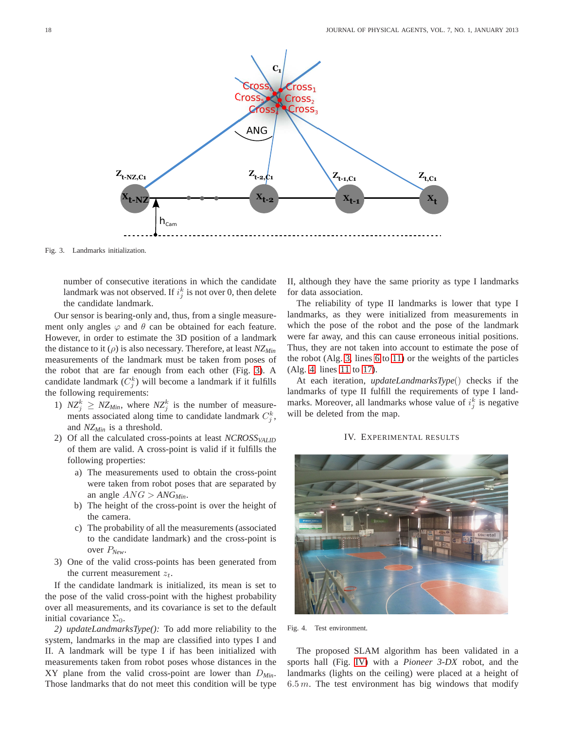Fig. 3. Landmarks initialization.

number of consecutive iterations in which the candidate landmark was not observed. If $i_j^k$ is not over 0, then delete the candidate landmark.

Our sensor is bearing-only and, thus, from a single measurement only angles $\varphi$ and $\theta$ can be obtained for each feature. However, in order to estimate the 3D position of a landmark the distance to it ($\rho$) is also necessary. Therefore, at least $NZ_{Min}$ measurements of the landmark must be taken from poses of the robot that are far enough from each other (Fig. 3). A candidate landmark ($C_j^k$) will become a landmark if it fulfills the following requirements:

1) $NZ_j^k \geq NZ_{Min}$, where $NZ_j^k$ is the number of measurements associated along time to candidate landmark $C_j^k$, and $NZ_{Min}$ is a threshold.
2) Of all the calculated cross-points at least $NCROSS_{VALID}$ of them are valid. A cross-point is valid if it fulfills the following properties:
   a) The measurements used to obtain the cross-point were taken from robot poses that are separated by an angle $ANG > ANG_{Min}$.
   b) The height of the cross-point is over the height of the camera.
   c) The probability of all the measurements (associated to the candidate landmark) and the cross-point is over $P_{New}$.
3) One of the valid cross-points has been generated from the current measurement $z_t$.

If the candidate landmark is initialized, its mean is set to the pose of the valid cross-point with the highest probability over all measurements, and its covariance is set to the default initial covariance $\Sigma_0$.

*2) updateLandmarksType():* To add more reliability to the system, landmarks in the map are classified into types I and II. A landmark will be type I if has been initialized with measurements taken from robot poses whose distances in the XY plane from the valid cross-point are lower than $D_{Min}$. Those landmarks that do not meet this condition will be type II, although they have the same priority as type I landmarks for data association.

The reliability of type II landmarks is lower that type I landmarks, as they were initialized from measurements in which the pose of the robot and the pose of the landmark were far away, and this can cause erroneous initial positions. Thus, they are not taken into account to estimate the pose of the robot (Alg. 3, lines 6 to 11) or the weights of the particles (Alg. 4, lines 11 to 17).

At each iteration, *updateLandmarksType*() checks if the landmarks of type II fulfill the requirements of type I landmarks. Moreover, all landmarks whose value of $i_j^k$ is negative will be deleted from the map.

## IV. Experimental Results

Fig. 4. Test environment.

The proposed SLAM algorithm has been validated in a sports hall (Fig. IV) with a *Pioneer 3-DX* robot, and the landmarks (lights on the ceiling) were placed at a height of $6.5\,m$. The test environment has big windows that modify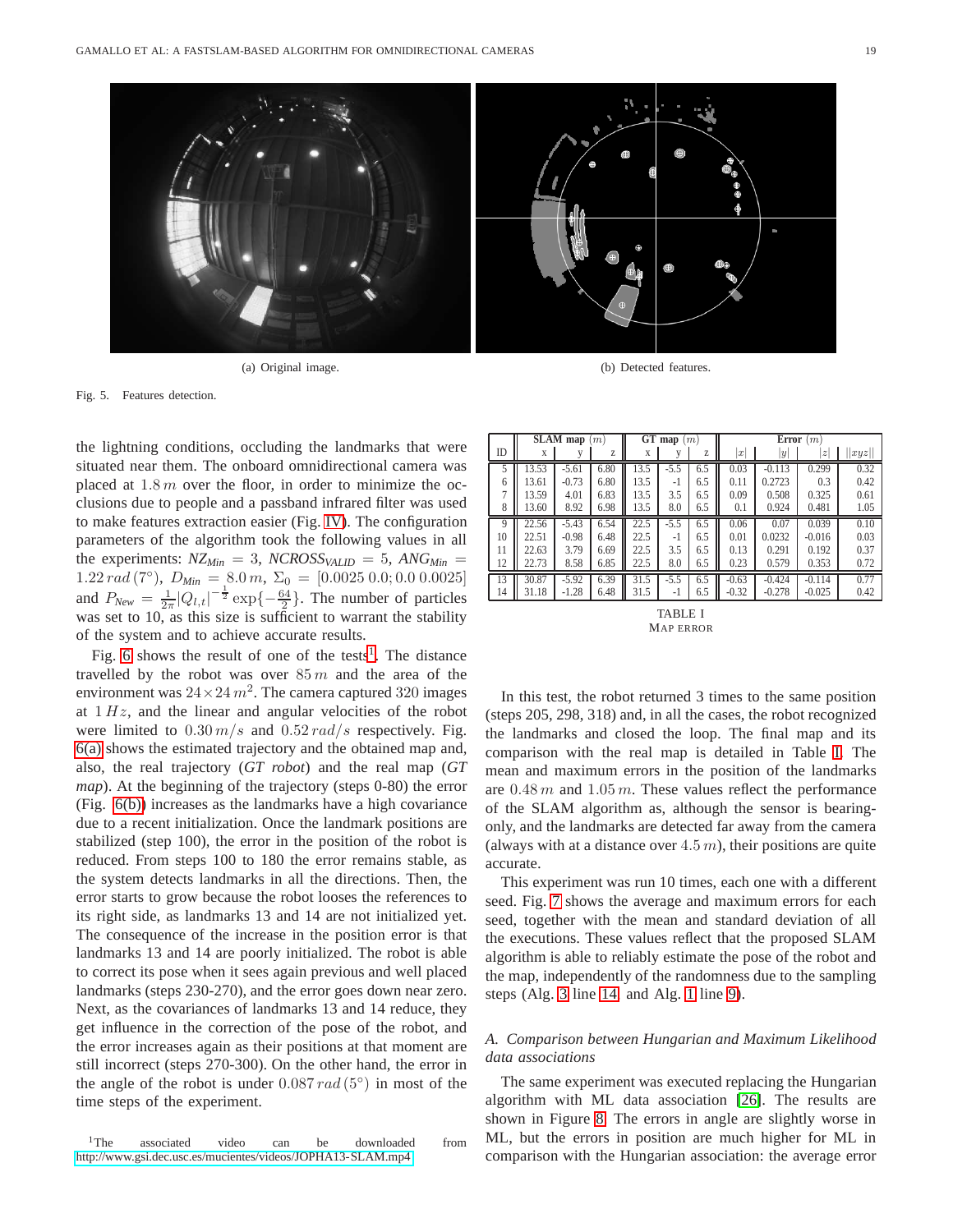(a) Original image.

(b) Detected features.

Fig. 5. Features detection.

the lightning conditions, occluding the landmarks that were situated near them. The onboard omnidirectional camera was placed at $1.8\,m$ over the floor, in order to minimize the occlusions due to people and a passband infrared filter was used to make features extraction easier (Fig. IV). The configuration parameters of the algorithm took the following values in all the experiments: $NZ_{Min} = 3$, $NCROSS_{VALID} = 5$, $ANG_{Min} = 1.22\,rad\,(7^{\circ})$, $D_{Min} = 8.0\,m$, $\Sigma_0 = [0.0025\;0.0; 0.0\;0.0025]$ and $P_{New} = \frac{1}{2\pi}|Q_{l,t}|^{-\frac{1}{2}}\exp\{-\frac{64}{2}\}$. The number of particles was set to 10, as this size is sufficient to warrant the stability of the system and to achieve accurate results.

Fig. 6 shows the result of one of the tests[1]. The distance travelled by the robot was over $85\,m$ and the area of the environment was $24 \times 24\,m^2$. The camera captured 320 images at $1\,Hz$, and the linear and angular velocities of the robot were limited to $0.30\,m/s$ and $0.52\,rad/s$ respectively. Fig. 6(a) shows the estimated trajectory and the obtained map and, also, the real trajectory (*GT robot*) and the real map (*GT map*). At the beginning of the trajectory (steps 0-80) the error (Fig. 6(b)) increases as the landmarks have a high covariance due to a recent initialization. Once the landmark positions are stabilized (step 100), the error in the position of the robot is reduced. From steps 100 to 180 the error remains stable, as the system detects landmarks in all the directions. Then, the error starts to grow because the robot looses the references to its right side, as landmarks 13 and 14 are not initialized yet. The consequence of the increase in the position error is that landmarks 13 and 14 are poorly initialized. The robot is able to correct its pose when it sees again previous and well placed landmarks (steps 230-270), and the error goes down near zero. Next, as the covariances of landmarks 13 and 14 reduce, they get influence in the correction of the pose of the robot, and the error increases again as their positions at that moment are still incorrect (steps 270-300). On the other hand, the error in the angle of the robot is under $0.087\,rad\,(5^{\circ})$ in most of the time steps of the experiment.

[1] The associated video can be downloaded from http://www.gsi.dec.usc.es/mucientes/videos/JOPHA13-SLAM.mp4

| | SLAM map $(m)$ | | | GT map $(m)$ | | | Error $(m)$ | | | |
|---|---|---|---|---|---|---|---|---|---|---|
| ID | x | y | z | x | y | z | $\|x\|$ | $\|y\|$ | $\|z\|$ | $\|\|xyz\|\|$ |
| 5 | 13.53 | -5.61 | 6.80 | 13.5 | -5.5 | 6.5 | 0.03 | -0.113 | 0.299 | 0.32 |
| 6 | 13.61 | -0.73 | 6.80 | 13.5 | -1 | 6.5 | 0.11 | 0.2723 | 0.3 | 0.42 |
| 7 | 13.59 | 4.01 | 6.83 | 13.5 | 3.5 | 6.5 | 0.09 | 0.508 | 0.325 | 0.61 |
| 8 | 13.60 | 8.92 | 6.98 | 13.5 | 8.0 | 6.5 | 0.1 | 0.924 | 0.481 | 1.05 |
| 9 | 22.56 | -5.43 | 6.54 | 22.5 | -5.5 | 6.5 | 0.06 | 0.07 | 0.039 | 0.10 |
| 10 | 22.51 | -0.98 | 6.48 | 22.5 | -1 | 6.5 | 0.01 | 0.0232 | -0.016 | 0.03 |
| 11 | 22.63 | 3.79 | 6.69 | 22.5 | 3.5 | 6.5 | 0.13 | 0.291 | 0.192 | 0.37 |
| 12 | 22.73 | 8.58 | 6.85 | 22.5 | 8.0 | 6.5 | 0.23 | 0.579 | 0.353 | 0.72 |
| 13 | 30.87 | -5.92 | 6.39 | 31.5 | -5.5 | 6.5 | -0.63 | -0.424 | -0.114 | 0.77 |
| 14 | 31.18 | -1.28 | 6.48 | 31.5 | -1 | 6.5 | -0.32 | -0.278 | -0.025 | 0.42 |

TABLE I
MAP ERROR

In this test, the robot returned 3 times to the same position (steps 205, 298, 318) and, in all the cases, the robot recognized the landmarks and closed the loop. The final map and its comparison with the real map is detailed in Table I. The mean and maximum errors in the position of the landmarks are $0.48\,m$ and $1.05\,m$. These values reflect the performance of the SLAM algorithm as, although the sensor is bearing-only, and the landmarks are detected far away from the camera (always with at a distance over $4.5\,m$), their positions are quite accurate.

This experiment was run 10 times, each one with a different seed. Fig. 7 shows the average and maximum errors for each seed, together with the mean and standard deviation of all the executions. These values reflect that the proposed SLAM algorithm is able to reliably estimate the pose of the robot and the map, independently of the randomness due to the sampling steps (Alg. 3 line 14 and Alg. 1 line 9).

### *A. Comparison between Hungarian and Maximum Likelihood data associations*

The same experiment was executed replacing the Hungarian algorithm with ML data association [26]. The results are shown in Figure 8. The errors in angle are slightly worse in ML, but the errors in position are much higher for ML in comparison with the Hungarian association: the average error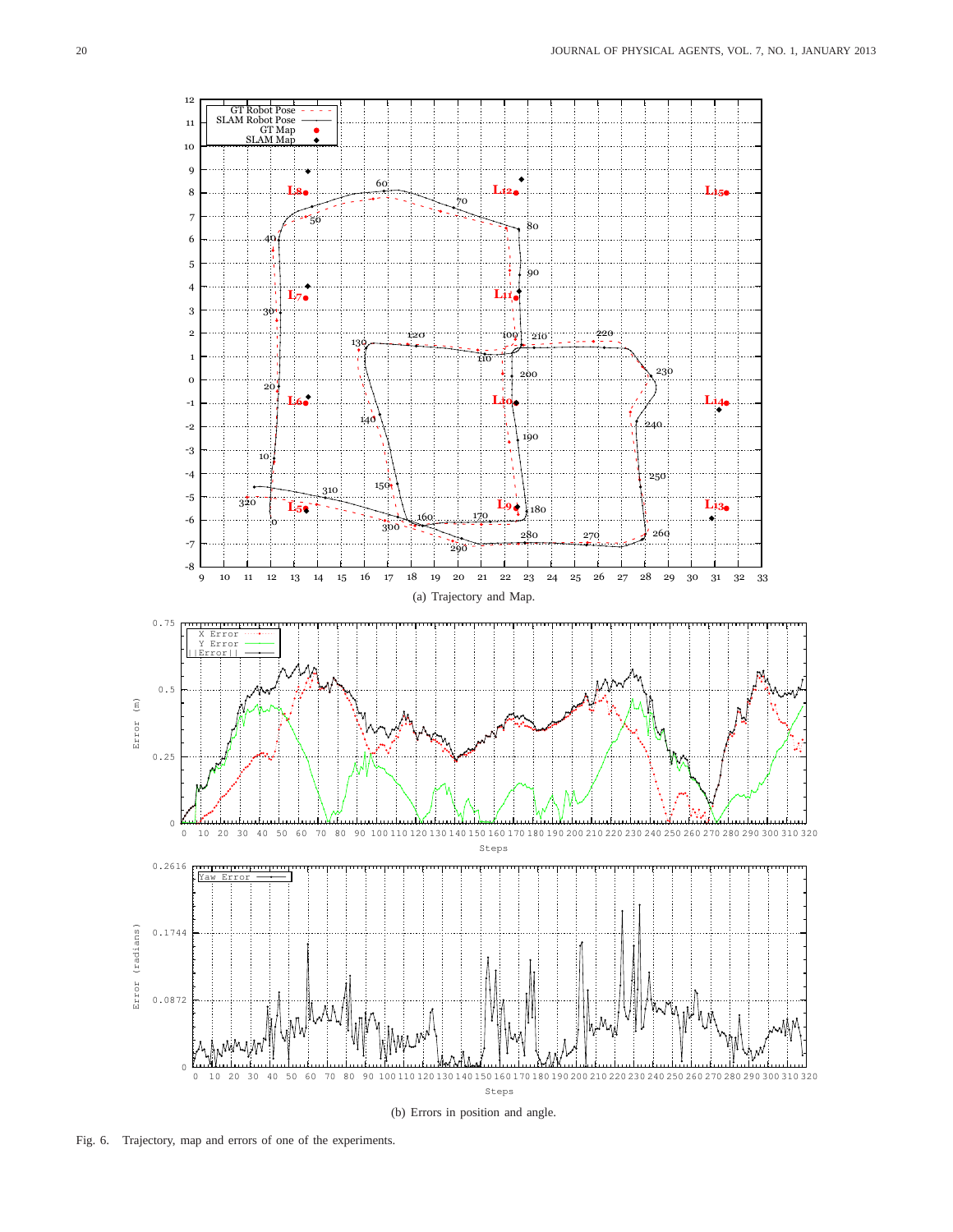(a) Trajectory and Map.

(b) Errors in position and angle.

Fig. 6. Trajectory, map and errors of one of the experiments.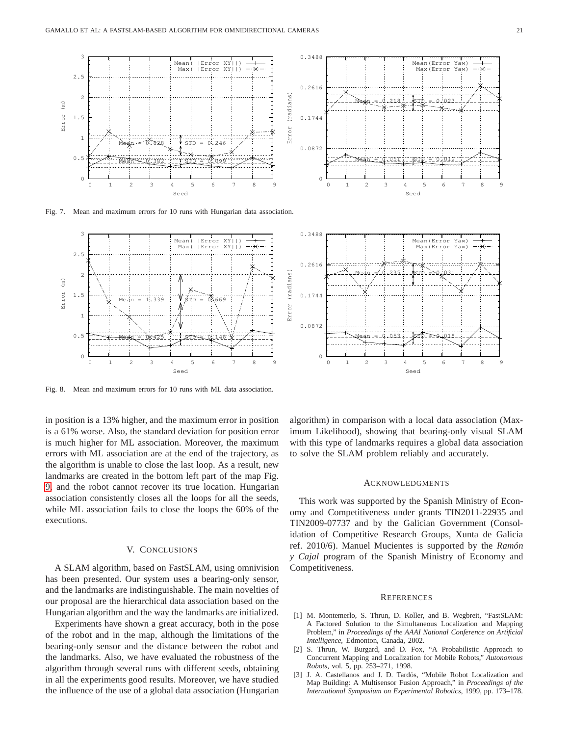Fig. 7. Mean and maximum errors for 10 runs with Hungarian data association.

Fig. 8. Mean and maximum errors for 10 runs with ML data association.

in position is a 13% higher, and the maximum error in position is a 61% worse. Also, the standard deviation for position error is much higher for ML association. Moreover, the maximum errors with ML association are at the end of the trajectory, as the algorithm is unable to close the last loop. As a result, new landmarks are created in the bottom left part of the map Fig. 9, and the robot cannot recover its true location. Hungarian association consistently closes all the loops for all the seeds, while ML association fails to close the loops the 60% of the executions.

## V. Conclusions

A SLAM algorithm, based on FastSLAM, using omnivision has been presented. Our system uses a bearing-only sensor, and the landmarks are indistinguishable. The main novelties of our proposal are the hierarchical data association based on the Hungarian algorithm and the way the landmarks are initialized.

Experiments have shown a great accuracy, both in the pose of the robot and in the map, although the limitations of the bearing-only sensor and the distance between the robot and the landmarks. Also, we have evaluated the robustness of the algorithm through several runs with different seeds, obtaining in all the experiments good results. Moreover, we have studied the influence of the use of a global data association (Hungarian algorithm) in comparison with a local data association (Maximum Likelihood), showing that bearing-only visual SLAM with this type of landmarks requires a global data association to solve the SLAM problem reliably and accurately.

## Acknowledgments

This work was supported by the Spanish Ministry of Economy and Competitiveness under grants TIN2011-22935 and TIN2009-07737 and by the Galician Government (Consolidation of Competitive Research Groups, Xunta de Galicia ref. 2010/6). Manuel Mucientes is supported by the *Ramón y Cajal* program of the Spanish Ministry of Economy and Competitiveness.

## References

[1] M. Montemerlo, S. Thrun, D. Koller, and B. Wegbreit, "FastSLAM: A Factored Solution to the Simultaneous Localization and Mapping Problem," in *Proceedings of the AAAI National Conference on Artificial Intelligence*, Edmonton, Canada, 2002.

[2] S. Thrun, W. Burgard, and D. Fox, "A Probabilistic Approach to Concurrent Mapping and Localization for Mobile Robots," *Autonomous Robots*, vol. 5, pp. 253–271, 1998.

[3] J. A. Castellanos and J. D. Tardós, "Mobile Robot Localization and Map Building: A Multisensor Fusion Approach," in *Proceedings of the International Symposium on Experimental Robotics*, 1999, pp. 173–178.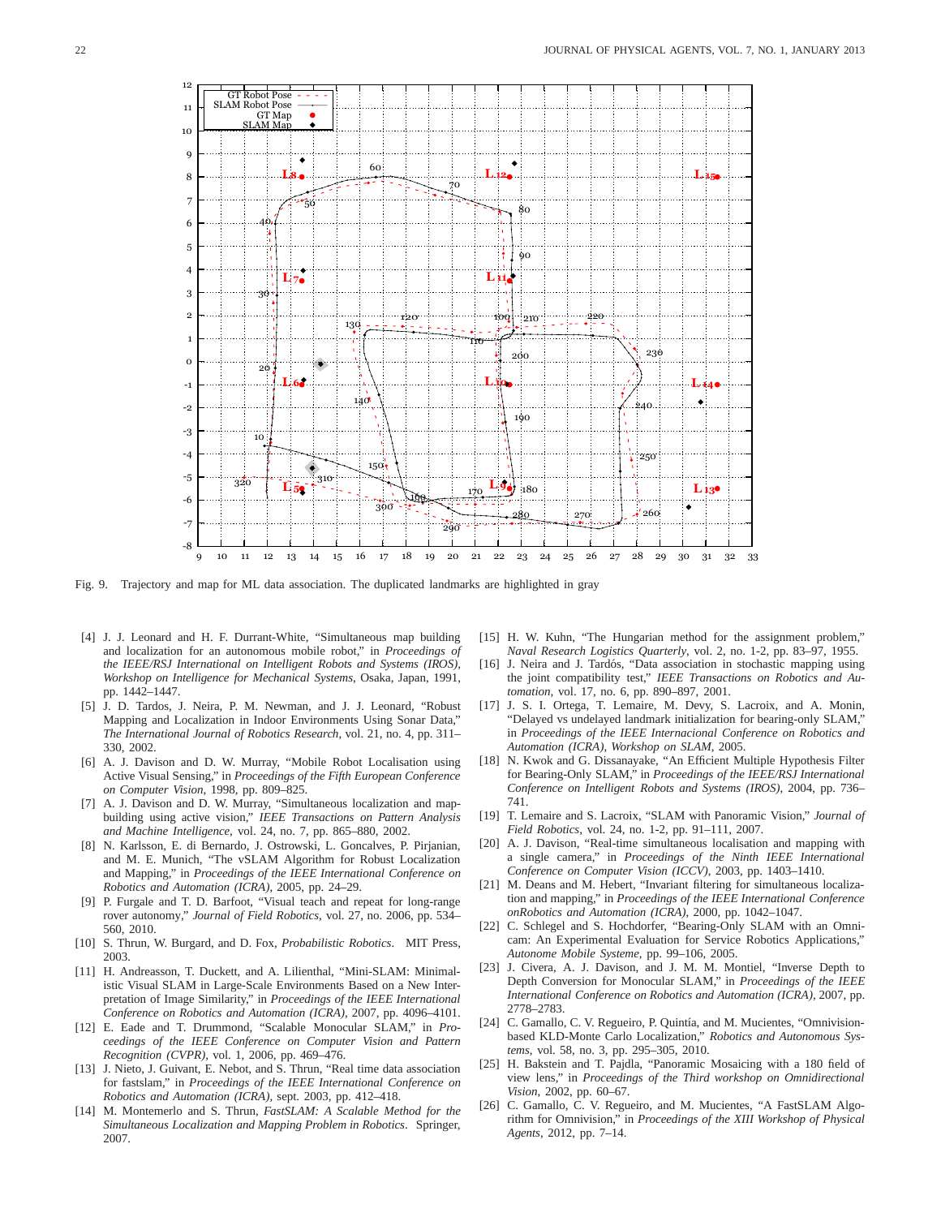GT Robot Pose
SLAM Robot Pose
GT Map
SLAM Map

L8 L12 L15 L7 L11 L6 L10 L14 L5 L9 L13

10 20 30 40 50 60 70 80 90 100 110 120 130 140 150 170 180 190 200 210 220 230 240 250 260 270 280 290 300 310 320

Fig. 9. Trajectory and map for ML data association. The duplicated landmarks are highlighted in gray

[4] J. J. Leonard and H. F. Durrant-White, "Simultaneous map building and localization for an autonomous mobile robot," in *Proceedings of the IEEE/RSJ International on Intelligent Robots and Systems (IROS), Workshop on Intelligence for Mechanical Systems*, Osaka, Japan, 1991, pp. 1442–1447.

[5] J. D. Tardos, J. Neira, P. M. Newman, and J. J. Leonard, "Robust Mapping and Localization in Indoor Environments Using Sonar Data," *The International Journal of Robotics Research*, vol. 21, no. 4, pp. 311–330, 2002.

[6] A. J. Davison and D. W. Murray, "Mobile Robot Localisation using Active Visual Sensing," in *Proceedings of the Fifth European Conference on Computer Vision*, 1998, pp. 809–825.

[7] A. J. Davison and D. W. Murray, "Simultaneous localization and map-building using active vision," *IEEE Transactions on Pattern Analysis and Machine Intelligence*, vol. 24, no. 7, pp. 865–880, 2002.

[8] N. Karlsson, E. di Bernardo, J. Ostrowski, L. Goncalves, P. Pirjanian, and M. E. Munich, "The vSLAM Algorithm for Robust Localization and Mapping," in *Proceedings of the IEEE International Conference on Robotics and Automation (ICRA)*, 2005, pp. 24–29.

[9] P. Furgale and T. D. Barfoot, "Visual teach and repeat for long-range rover autonomy," *Journal of Field Robotics*, vol. 27, no. 2006, pp. 534–560, 2010.

[10] S. Thrun, W. Burgard, and D. Fox, *Probabilistic Robotics*. MIT Press, 2003.

[11] H. Andreasson, T. Duckett, and A. Lilienthal, "Mini-SLAM: Minimalistic Visual SLAM in Large-Scale Environments Based on a New Interpretation of Image Similarity," in *Proceedings of the IEEE International Conference on Robotics and Automation (ICRA)*, 2007, pp. 4096–4101.

[12] E. Eade and T. Drummond, "Scalable Monocular SLAM," in *Proceedings of the IEEE Conference on Computer Vision and Pattern Recognition (CVPR)*, vol. 1, 2006, pp. 469–476.

[13] J. Nieto, J. Guivant, E. Nebot, and S. Thrun, "Real time data association for fastslam," in *Proceedings of the IEEE International Conference on Robotics and Automation (ICRA)*, sept. 2003, pp. 412–418.

[14] M. Montemerlo and S. Thrun, *FastSLAM: A Scalable Method for the Simultaneous Localization and Mapping Problem in Robotics*. Springer, 2007.

[15] H. W. Kuhn, "The Hungarian method for the assignment problem," *Naval Research Logistics Quarterly*, vol. 2, no. 1-2, pp. 83–97, 1955.

[16] J. Neira and J. Tardós, "Data association in stochastic mapping using the joint compatibility test," *IEEE Transactions on Robotics and Automation*, vol. 17, no. 6, pp. 890–897, 2001.

[17] J. S. I. Ortega, T. Lemaire, M. Devy, S. Lacroix, and A. Monin, "Delayed vs undelayed landmark initialization for bearing-only SLAM," in *Proceedings of the IEEE International Conference on Robotics and Automation (ICRA), Workshop on SLAM*, 2005.

[18] N. Kwok and G. Dissanayake, "An Efficient Multiple Hypothesis Filter for Bearing-Only SLAM," in *Proceedings of the IEEE/RSJ International Conference on Intelligent Robots and Systems (IROS)*, 2004, pp. 736–741.

[19] T. Lemaire and S. Lacroix, "SLAM with Panoramic Vision," *Journal of Field Robotics*, vol. 24, no. 1-2, pp. 91–111, 2007.

[20] A. J. Davison, "Real-time simultaneous localisation and mapping with a single camera," in *Proceedings of the Ninth IEEE International Conference on Computer Vision (ICCV)*, 2003, pp. 1403–1410.

[21] M. Deans and M. Hebert, "Invariant filtering for simultaneous localization and mapping," in *Proceedings of the IEEE International Conference onRobotics and Automation (ICRA)*, 2000, pp. 1042–1047.

[22] C. Schlegel and S. Hochdorfer, "Bearing-Only SLAM with an Omnicam: An Experimental Evaluation for Service Robotics Applications," *Autonome Mobile Systeme*, pp. 99–106, 2005.

[23] J. Civera, A. J. Davison, and J. M. M. Montiel, "Inverse Depth to Depth Conversion for Monocular SLAM," in *Proceedings of the IEEE International Conference on Robotics and Automation (ICRA)*, 2007, pp. 2778–2783.

[24] C. Gamallo, C. V. Regueiro, P. Quintía, and M. Mucientes, "Omnivision-based KLD-Monte Carlo Localization," *Robotics and Autonomous Systems*, vol. 58, no. 3, pp. 295–305, 2010.

[25] H. Bakstein and T. Pajdla, "Panoramic Mosaicing with a 180 field of view lens," in *Proceedings of the Third workshop on Omnidirectional Vision*, 2002, pp. 60–67.

[26] C. Gamallo, C. V. Regueiro, and M. Mucientes, "A FastSLAM Algorithm for Omnivision," in *Proceedings of the XIII Workshop of Physical Agents*, 2012, pp. 7–14.